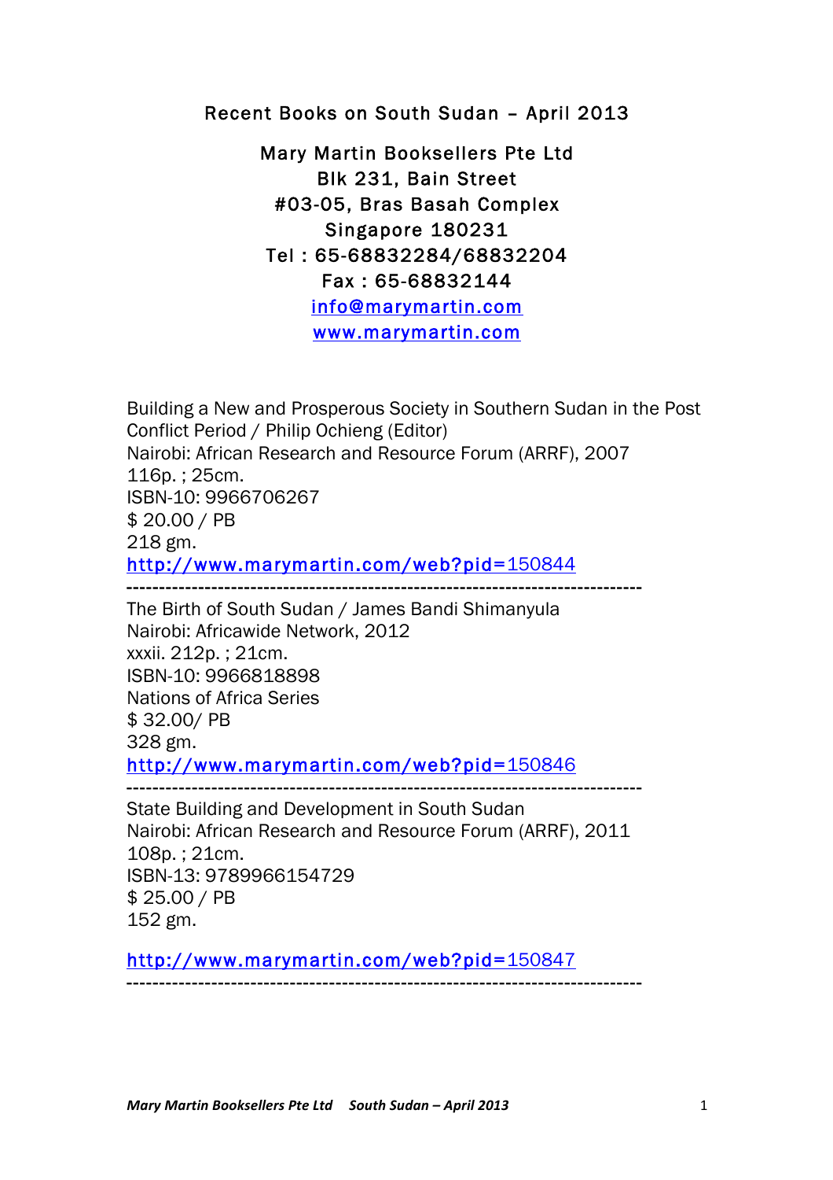# Recent Books on South Sudan – April 2013

Mary Martin Booksellers Pte Ltd
Blk 231, Bain Street
#03-05, Bras Basah Complex
Singapore 180231
Tel : 65-68832284/68832204
Fax : 65-68832144
info@marymartin.com
www.marymartin.com

Building a New and Prosperous Society in Southern Sudan in the Post Conflict Period / Philip Ochieng (Editor)
Nairobi: African Research and Resource Forum (ARRF), 2007
116p. ; 25cm.
ISBN-10: 9966706267
$ 20.00 / PB
218 gm.
http://www.marymartin.com/web?pid=150844

-------------------------------------------------------------------------------

The Birth of South Sudan / James Bandi Shimanyula
Nairobi: Africawide Network, 2012
xxxii. 212p. ; 21cm.
ISBN-10: 9966818898
Nations of Africa Series
$ 32.00/ PB
328 gm.
http://www.marymartin.com/web?pid=150846

-------------------------------------------------------------------------------

State Building and Development in South Sudan
Nairobi: African Research and Resource Forum (ARRF), 2011
108p. ; 21cm.
ISBN-13: 9789966154729
$ 25.00 / PB
152 gm.

http://www.marymartin.com/web?pid=150847

-------------------------------------------------------------------------------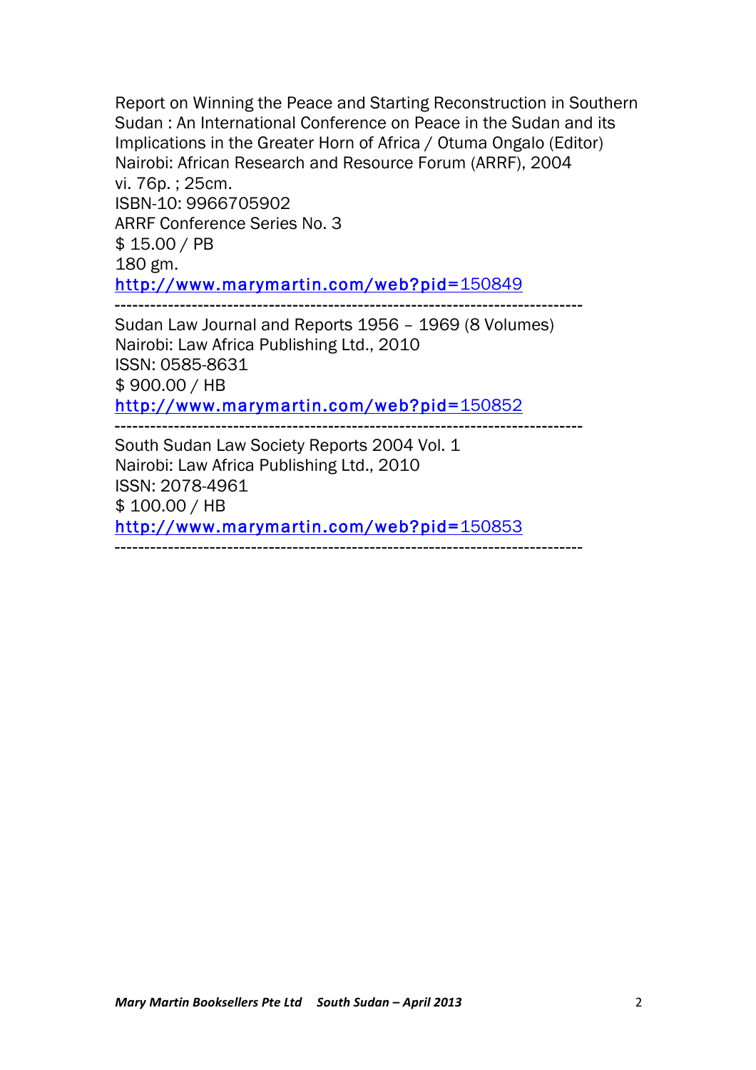Report on Winning the Peace and Starting Reconstruction in Southern Sudan : An International Conference on Peace in the Sudan and its Implications in the Greater Horn of Africa / Otuma Ongalo (Editor)
Nairobi: African Research and Resource Forum (ARRF), 2004
vi. 76p. ; 25cm.
ISBN-10: 9966705902
ARRF Conference Series No. 3
$ 15.00 / PB
180 gm.
http://www.marymartin.com/web?pid=150849

-------------------------------------------------------------------------------

Sudan Law Journal and Reports 1956 – 1969 (8 Volumes)
Nairobi: Law Africa Publishing Ltd., 2010
ISSN: 0585-8631
$ 900.00 / HB
http://www.marymartin.com/web?pid=150852

-------------------------------------------------------------------------------

South Sudan Law Society Reports 2004 Vol. 1
Nairobi: Law Africa Publishing Ltd., 2010
ISSN: 2078-4961
$ 100.00 / HB
http://www.marymartin.com/web?pid=150853

-------------------------------------------------------------------------------